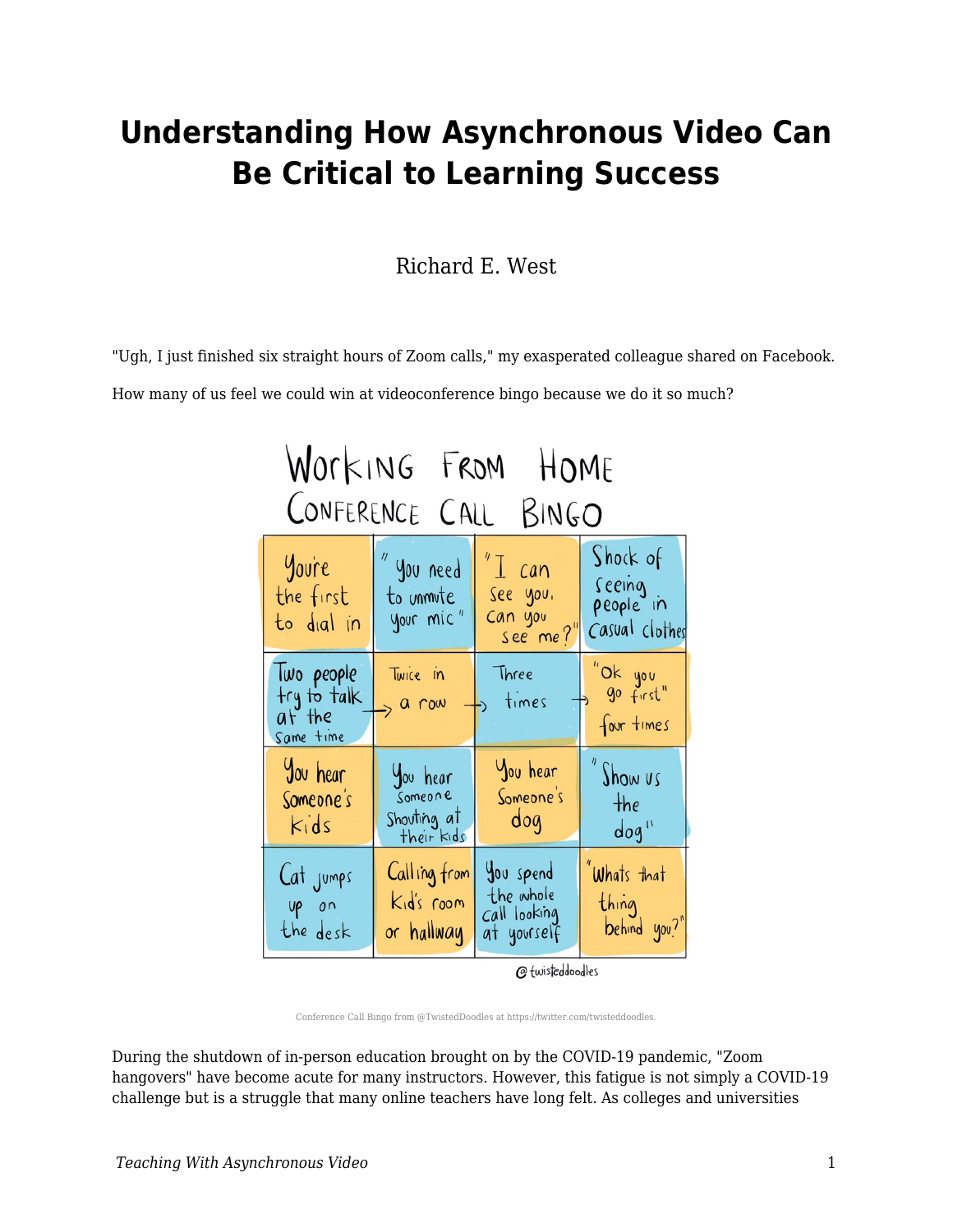# Understanding How Asynchronous Video Can Be Critical to Learning Success

Richard E. West

"Ugh, I just finished six straight hours of Zoom calls," my exasperated colleague shared on Facebook.

How many of us feel we could win at videoconference bingo because we do it so much?

Conference Call Bingo from @TwistedDoodles at https://twitter.com/twisteddoodles.

During the shutdown of in-person education brought on by the COVID-19 pandemic, "Zoom hangovers" have become acute for many instructors. However, this fatigue is not simply a COVID-19 challenge but is a struggle that many online teachers have long felt. As colleges and universities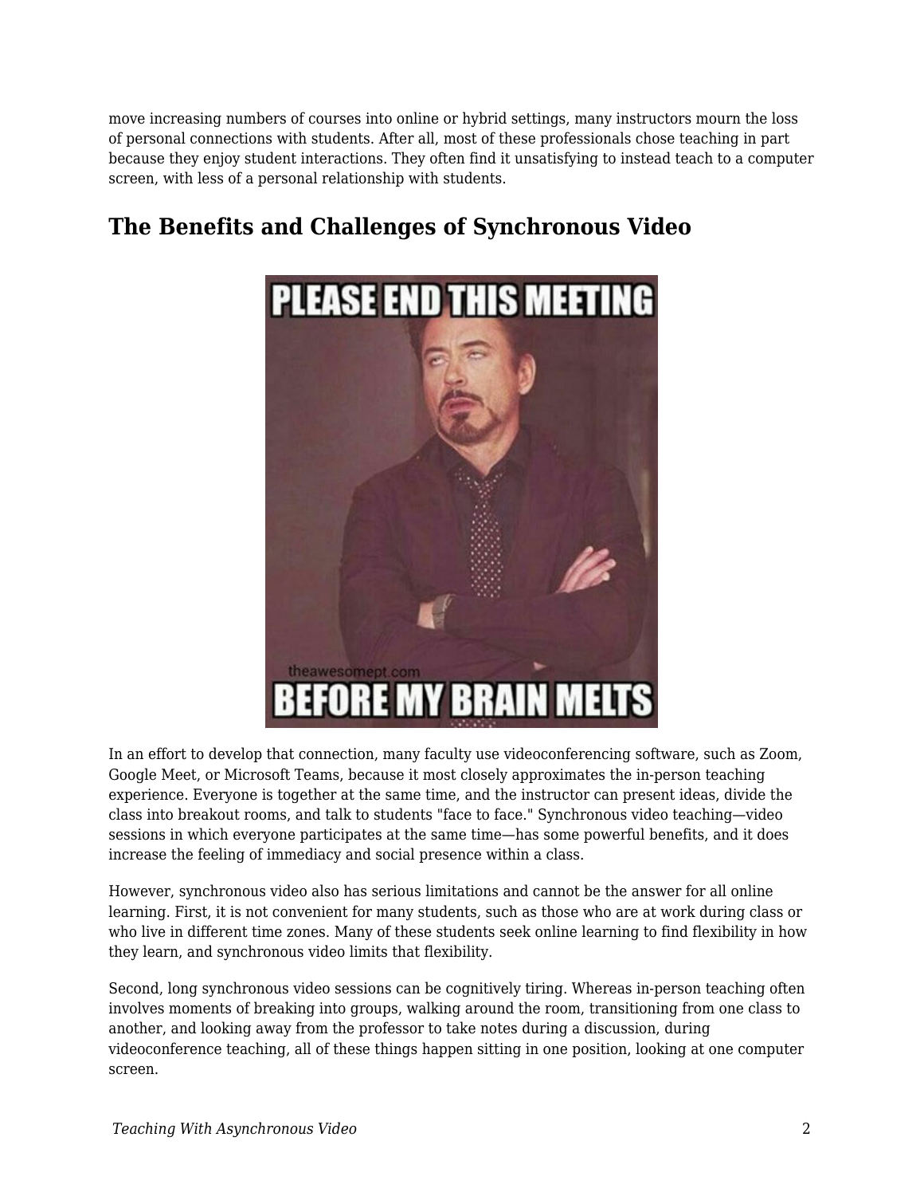move increasing numbers of courses into online or hybrid settings, many instructors mourn the loss of personal connections with students. After all, most of these professionals chose teaching in part because they enjoy student interactions. They often find it unsatisfying to instead teach to a computer screen, with less of a personal relationship with students.

## The Benefits and Challenges of Synchronous Video

In an effort to develop that connection, many faculty use videoconferencing software, such as Zoom, Google Meet, or Microsoft Teams, because it most closely approximates the in-person teaching experience. Everyone is together at the same time, and the instructor can present ideas, divide the class into breakout rooms, and talk to students "face to face." Synchronous video teaching—video sessions in which everyone participates at the same time—has some powerful benefits, and it does increase the feeling of immediacy and social presence within a class.

However, synchronous video also has serious limitations and cannot be the answer for all online learning. First, it is not convenient for many students, such as those who are at work during class or who live in different time zones. Many of these students seek online learning to find flexibility in how they learn, and synchronous video limits that flexibility.

Second, long synchronous video sessions can be cognitively tiring. Whereas in-person teaching often involves moments of breaking into groups, walking around the room, transitioning from one class to another, and looking away from the professor to take notes during a discussion, during videoconference teaching, all of these things happen sitting in one position, looking at one computer screen.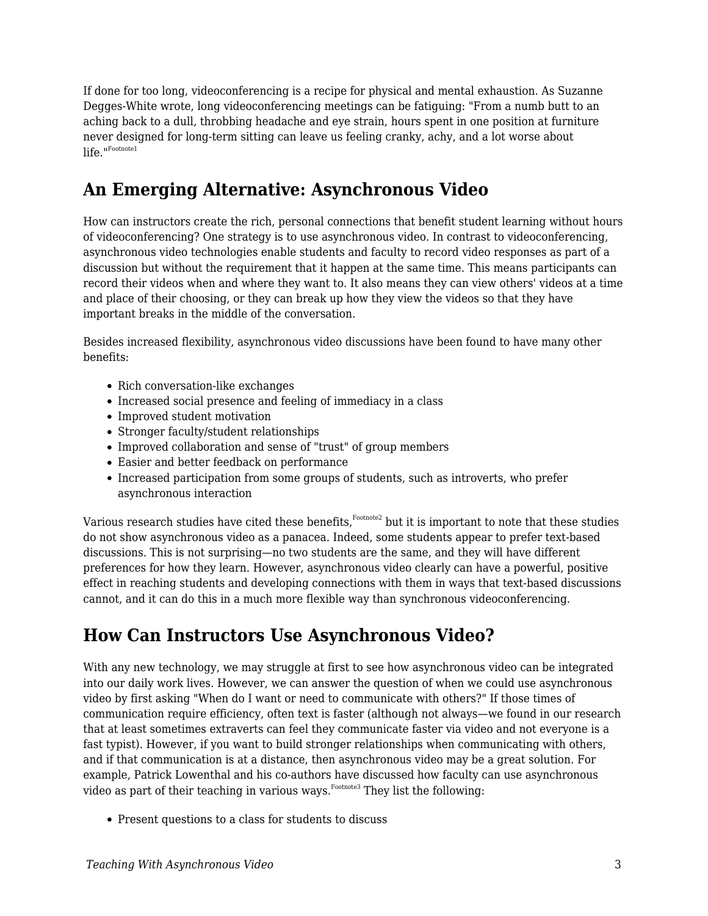If done for too long, videoconferencing is a recipe for physical and mental exhaustion. As Suzanne Degges-White wrote, long videoconferencing meetings can be fatiguing: "From a numb butt to an aching back to a dull, throbbing headache and eye strain, hours spent in one position at furniture never designed for long-term sitting can leave us feeling cranky, achy, and a lot worse about life."[Footnote1]

## An Emerging Alternative: Asynchronous Video

How can instructors create the rich, personal connections that benefit student learning without hours of videoconferencing? One strategy is to use asynchronous video. In contrast to videoconferencing, asynchronous video technologies enable students and faculty to record video responses as part of a discussion but without the requirement that it happen at the same time. This means participants can record their videos when and where they want to. It also means they can view others' videos at a time and place of their choosing, or they can break up how they view the videos so that they have important breaks in the middle of the conversation.

Besides increased flexibility, asynchronous video discussions have been found to have many other benefits:

- Rich conversation-like exchanges
- Increased social presence and feeling of immediacy in a class
- Improved student motivation
- Stronger faculty/student relationships
- Improved collaboration and sense of "trust" of group members
- Easier and better feedback on performance
- Increased participation from some groups of students, such as introverts, who prefer asynchronous interaction

Various research studies have cited these benefits,[Footnote2] but it is important to note that these studies do not show asynchronous video as a panacea. Indeed, some students appear to prefer text-based discussions. This is not surprising—no two students are the same, and they will have different preferences for how they learn. However, asynchronous video clearly can have a powerful, positive effect in reaching students and developing connections with them in ways that text-based discussions cannot, and it can do this in a much more flexible way than synchronous videoconferencing.

## How Can Instructors Use Asynchronous Video?

With any new technology, we may struggle at first to see how asynchronous video can be integrated into our daily work lives. However, we can answer the question of when we could use asynchronous video by first asking "When do I want or need to communicate with others?" If those times of communication require efficiency, often text is faster (although not always—we found in our research that at least sometimes extraverts can feel they communicate faster via video and not everyone is a fast typist). However, if you want to build stronger relationships when communicating with others, and if that communication is at a distance, then asynchronous video may be a great solution. For example, Patrick Lowenthal and his co-authors have discussed how faculty can use asynchronous video as part of their teaching in various ways.[Footnote3] They list the following:

- Present questions to a class for students to discuss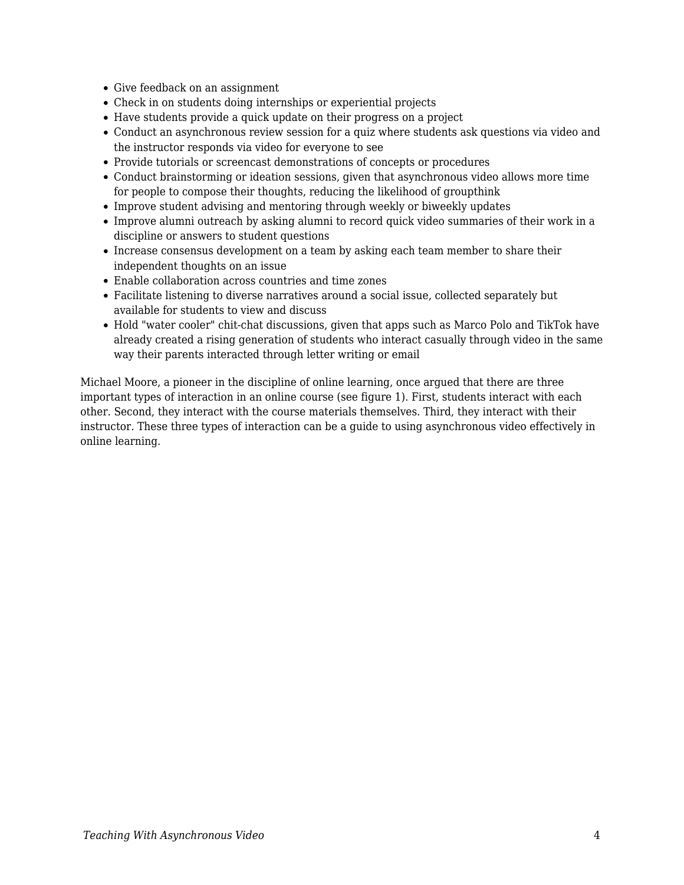- Give feedback on an assignment
- Check in on students doing internships or experiential projects
- Have students provide a quick update on their progress on a project
- Conduct an asynchronous review session for a quiz where students ask questions via video and the instructor responds via video for everyone to see
- Provide tutorials or screencast demonstrations of concepts or procedures
- Conduct brainstorming or ideation sessions, given that asynchronous video allows more time for people to compose their thoughts, reducing the likelihood of groupthink
- Improve student advising and mentoring through weekly or biweekly updates
- Improve alumni outreach by asking alumni to record quick video summaries of their work in a discipline or answers to student questions
- Increase consensus development on a team by asking each team member to share their independent thoughts on an issue
- Enable collaboration across countries and time zones
- Facilitate listening to diverse narratives around a social issue, collected separately but available for students to view and discuss
- Hold "water cooler" chit-chat discussions, given that apps such as Marco Polo and TikTok have already created a rising generation of students who interact casually through video in the same way their parents interacted through letter writing or email

Michael Moore, a pioneer in the discipline of online learning, once argued that there are three important types of interaction in an online course (see figure 1). First, students interact with each other. Second, they interact with the course materials themselves. Third, they interact with their instructor. These three types of interaction can be a guide to using asynchronous video effectively in online learning.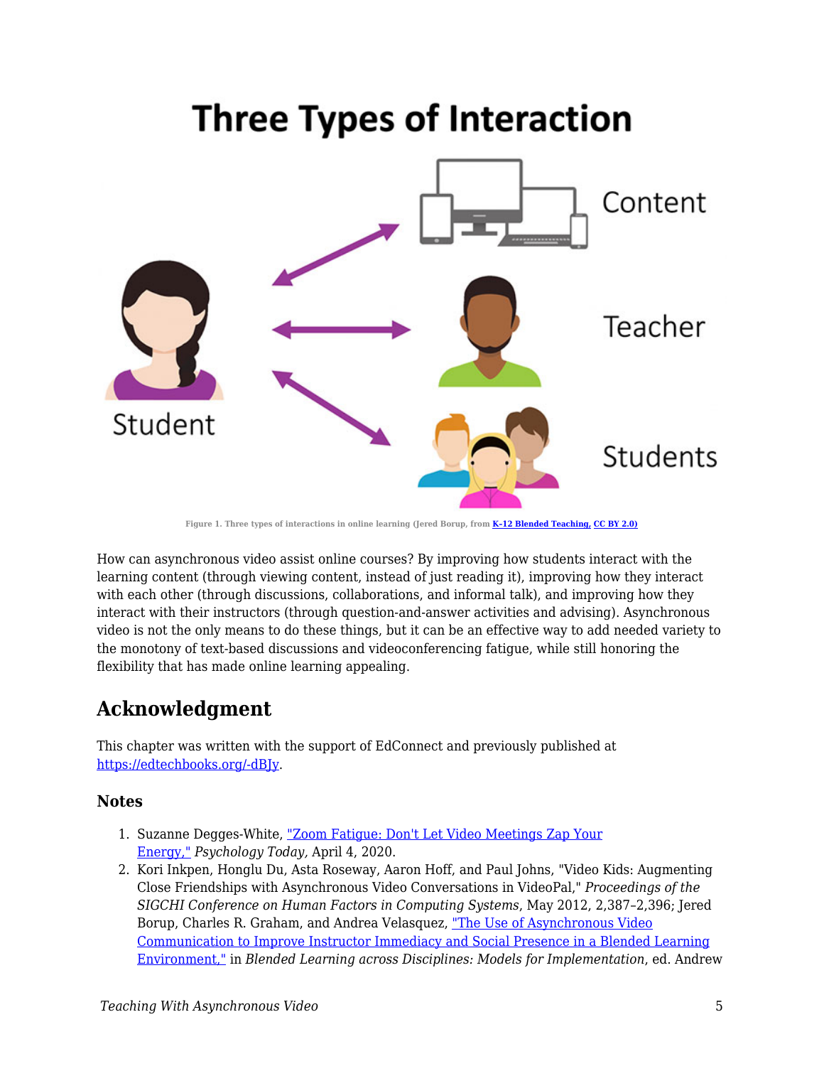Figure 1. Three types of interactions in online learning (Jered Borup, from [K-12 Blended Teaching](#), [CC BY 2.0](#))

How can asynchronous video assist online courses? By improving how students interact with the learning content (through viewing content, instead of just reading it), improving how they interact with each other (through discussions, collaborations, and informal talk), and improving how they interact with their instructors (through question-and-answer activities and advising). Asynchronous video is not the only means to do these things, but it can be an effective way to add needed variety to the monotony of text-based discussions and videoconferencing fatigue, while still honoring the flexibility that has made online learning appealing.

## Acknowledgment

This chapter was written with the support of EdConnect and previously published at [https://edtechbooks.org/-dBJy](https://edtechbooks.org/-dBJy).

### Notes

1. Suzanne Degges-White, ["Zoom Fatigue: Don't Let Video Meetings Zap Your Energy,"](#) *Psychology Today,* April 4, 2020.
2. Kori Inkpen, Honglu Du, Asta Roseway, Aaron Hoff, and Paul Johns, "Video Kids: Augmenting Close Friendships with Asynchronous Video Conversations in VideoPal," *Proceedings of the SIGCHI Conference on Human Factors in Computing Systems*, May 2012, 2,387–2,396; Jered Borup, Charles R. Graham, and Andrea Velasquez, ["The Use of Asynchronous Video Communication to Improve Instructor Immediacy and Social Presence in a Blended Learning Environment,"](#) in *Blended Learning across Disciplines: Models for Implementation*, ed. Andrew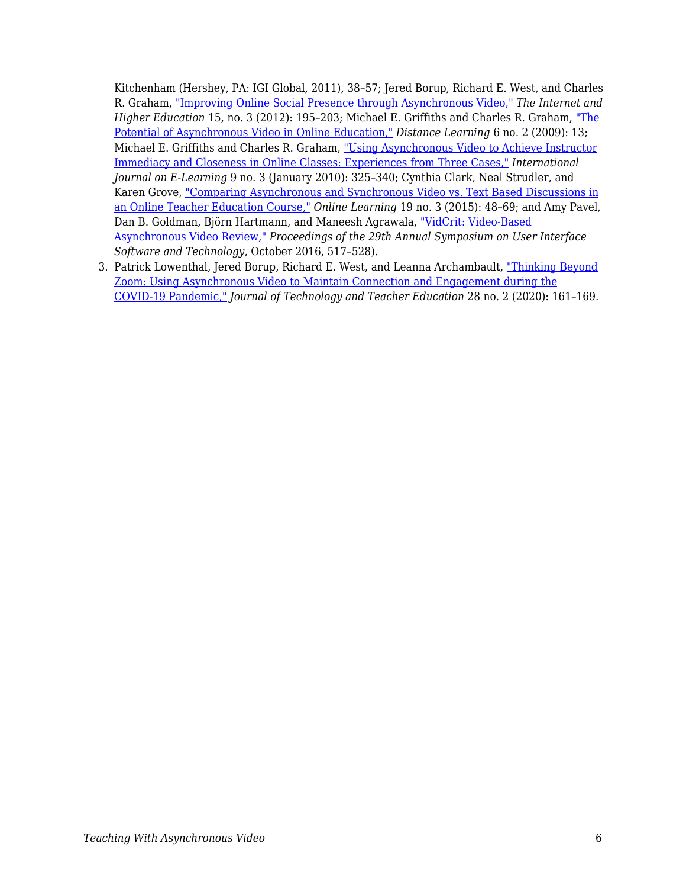Kitchenham (Hershey, PA: IGI Global, 2011), 38–57; Jered Borup, Richard E. West, and Charles R. Graham, [“Improving Online Social Presence through Asynchronous Video,”]() *The Internet and Higher Education* 15, no. 3 (2012): 195–203; Michael E. Griffiths and Charles R. Graham, [“The Potential of Asynchronous Video in Online Education,”]() *Distance Learning* 6 no. 2 (2009): 13; Michael E. Griffiths and Charles R. Graham, [“Using Asynchronous Video to Achieve Instructor Immediacy and Closeness in Online Classes: Experiences from Three Cases,”]() *International Journal on E-Learning* 9 no. 3 (January 2010): 325–340; Cynthia Clark, Neal Strudler, and Karen Grove, [“Comparing Asynchronous and Synchronous Video vs. Text Based Discussions in an Online Teacher Education Course,”]() *Online Learning* 19 no. 3 (2015): 48–69; and Amy Pavel, Dan B. Goldman, Björn Hartmann, and Maneesh Agrawala, [“VidCrit: Video-Based Asynchronous Video Review,”]() *Proceedings of the 29th Annual Symposium on User Interface Software and Technology*, October 2016, 517–528).

3. Patrick Lowenthal, Jered Borup, Richard E. West, and Leanna Archambault, [“Thinking Beyond Zoom: Using Asynchronous Video to Maintain Connection and Engagement during the COVID-19 Pandemic,”]() *Journal of Technology and Teacher Education* 28 no. 2 (2020): 161–169.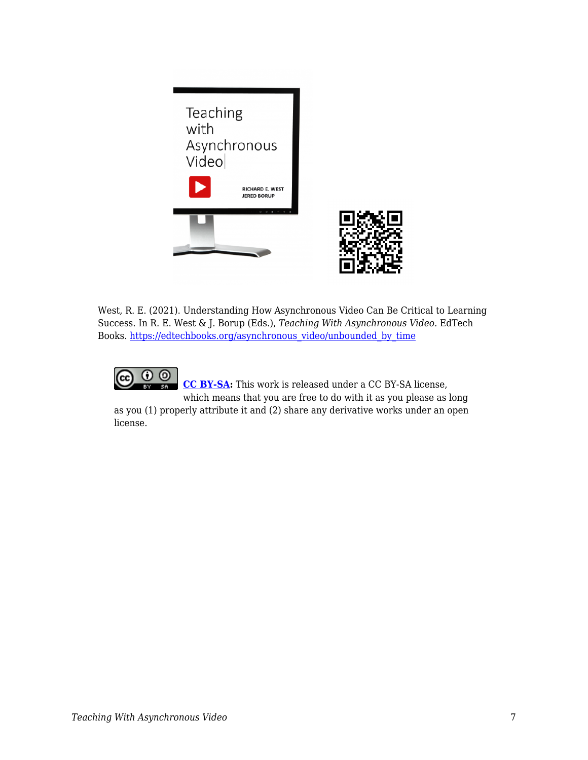West, R. E. (2021). Understanding How Asynchronous Video Can Be Critical to Learning Success. In R. E. West & J. Borup (Eds.), *Teaching With Asynchronous Video*. EdTech Books. https://edtechbooks.org/asynchronous_video/unbounded_by_time

**[CC BY-SA](https://creativecommons.org/licenses/by-sa/4.0/):** This work is released under a CC BY-SA license, which means that you are free to do with it as you please as long as you (1) properly attribute it and (2) share any derivative works under an open license.